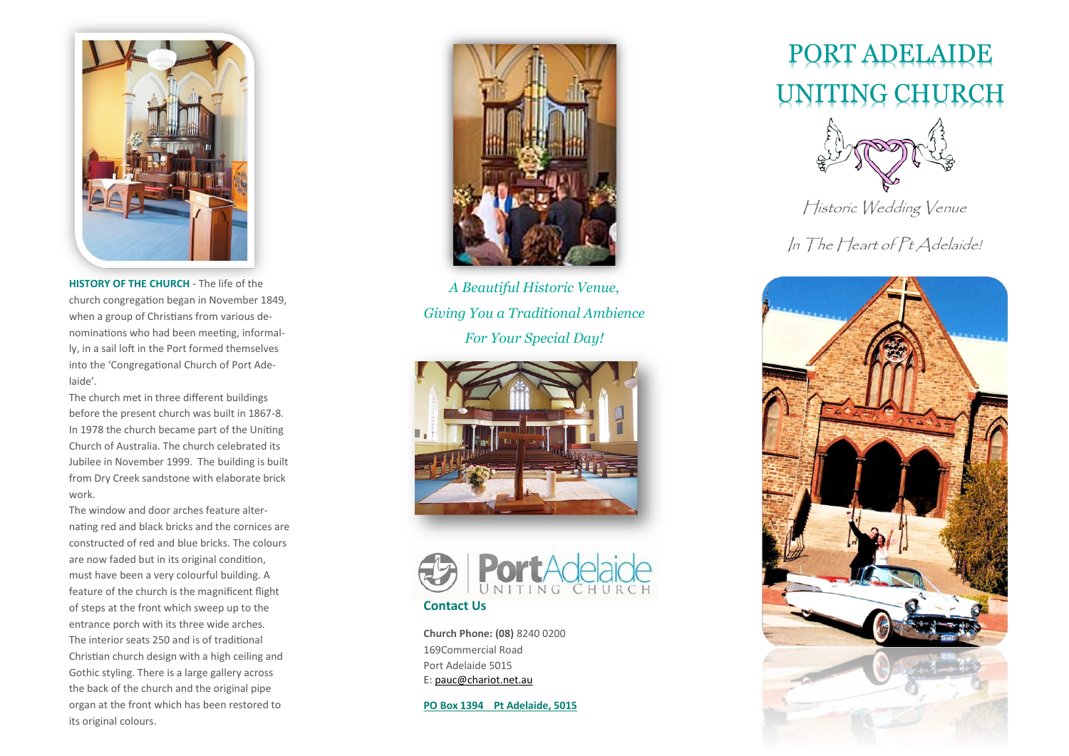**HISTORY OF THE CHURCH** - The life of the church congregation began in November 1849, when a group of Christians from various denominations who had been meeting, informally, in a sail loft in the Port formed themselves into the 'Congregational Church of Port Adelaide'.

The church met in three different buildings before the present church was built in 1867-8. In 1978 the church became part of the Uniting Church of Australia. The church celebrated its Jubilee in November 1999. The building is built from Dry Creek sandstone with elaborate brick work.

The window and door arches feature alternating red and black bricks and the cornices are constructed of red and blue bricks. The colours are now faded but in its original condition, must have been a very colourful building. A feature of the church is the magnificent flight of steps at the front which sweep up to the entrance porch with its three wide arches. The interior seats 250 and is of traditional Christian church design with a high ceiling and Gothic styling. There is a large gallery across the back of the church and the original pipe organ at the front which has been restored to its original colours.

*A Beautiful Historic Venue,*
*Giving You a Traditional Ambience*
*For Your Special Day!*

PortAdelaide UNITING CHURCH

**Contact Us**

**Church Phone: (08)** 8240 0200
169Commercial Road
Port Adelaide 5015
E: pauc@chariot.net.au

**PO Box 1394 Pt Adelaide, 5015**

# PORT ADELAIDE UNITING CHURCH

*Historic Wedding Venue*

*In The Heart of Pt Adelaide!*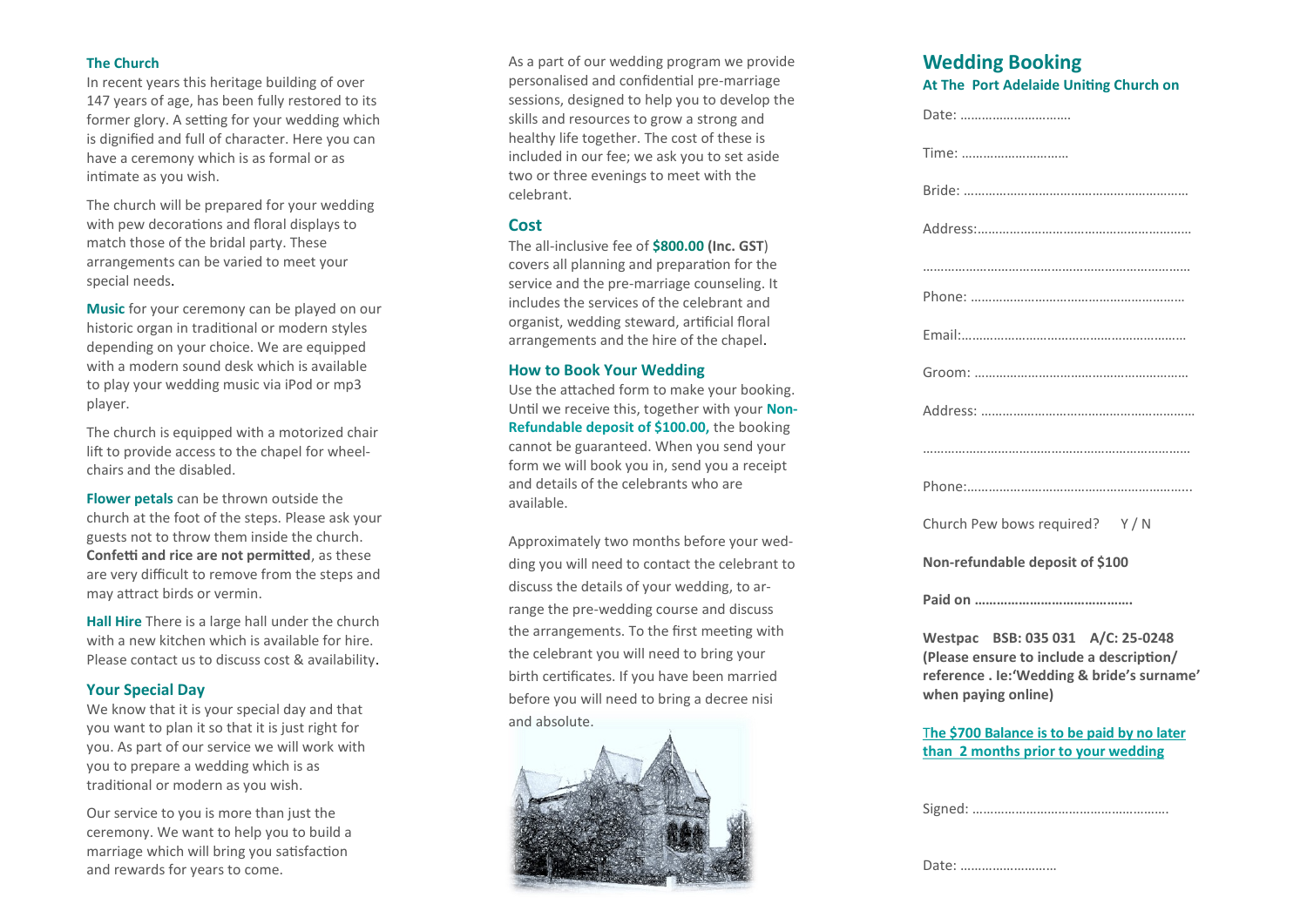### The Church

In recent years this heritage building of over 147 years of age, has been fully restored to its former glory. A setting for your wedding which is dignified and full of character. Here you can have a ceremony which is as formal or as intimate as you wish.

The church will be prepared for your wedding with pew decorations and floral displays to match those of the bridal party. These arrangements can be varied to meet your special needs.

**Music** for your ceremony can be played on our historic organ in traditional or modern styles depending on your choice. We are equipped with a modern sound desk which is available to play your wedding music via iPod or mp3 player.

The church is equipped with a motorized chair lift to provide access to the chapel for wheel-chairs and the disabled.

**Flower petals** can be thrown outside the church at the foot of the steps. Please ask your guests not to throw them inside the church. **Confetti and rice are not permitted**, as these are very difficult to remove from the steps and may attract birds or vermin.

**Hall Hire** There is a large hall under the church with a new kitchen which is available for hire. Please contact us to discuss cost & availability.

## Your Special Day

We know that it is your special day and that you want to plan it so that it is just right for you. As part of our service we will work with you to prepare a wedding which is as traditional or modern as you wish.

Our service to you is more than just the ceremony. We want to help you to build a marriage which will bring you satisfaction and rewards for years to come.

As a part of our wedding program we provide personalised and confidential pre-marriage sessions, designed to help you to develop the skills and resources to grow a strong and healthy life together. The cost of these is included in our fee; we ask you to set aside two or three evenings to meet with the celebrant.

## Cost

The all-inclusive fee of **$800.00 (Inc. GST**) covers all planning and preparation for the service and the pre-marriage counseling. It includes the services of the celebrant and organist, wedding steward, artificial floral arrangements and the hire of the chapel.

## How to Book Your Wedding

Use the attached form to make your booking. Until we receive this, together with your **Non-Refundable deposit of $100.00,** the booking cannot be guaranteed. When you send your form we will book you in, send you a receipt and details of the celebrants who are available.

Approximately two months before your wedding you will need to contact the celebrant to discuss the details of your wedding, to arrange the pre-wedding course and discuss the arrangements. To the first meeting with the celebrant you will need to bring your birth certificates. If you have been married before you will need to bring a decree nisi and absolute.

# Wedding Booking

**At The Port Adelaide Uniting Church on**

Date: …………………………

Time: …………………………

Bride: ……………………………………………………

Address:……………………………………………………

……………………………………………………………

Phone: ……………………………………………………

Email:……………………………………………………

Groom: ……………………………………………………

Address: ……………………………………………………

……………………………………………………………

Phone:……………………………………………………

Church Pew bows required? Y / N

**Non-refundable deposit of $100**

**Paid on ……………………………………**

**Westpac BSB: 035 031 A/C: 25-0248**
**(Please ensure to include a description/ reference . Ie:'Wedding & bride's surname' when paying online)**

**The $700 Balance is to be paid by no later than 2 months prior to your wedding**

Signed: ………………………………………………

Date: ………………………